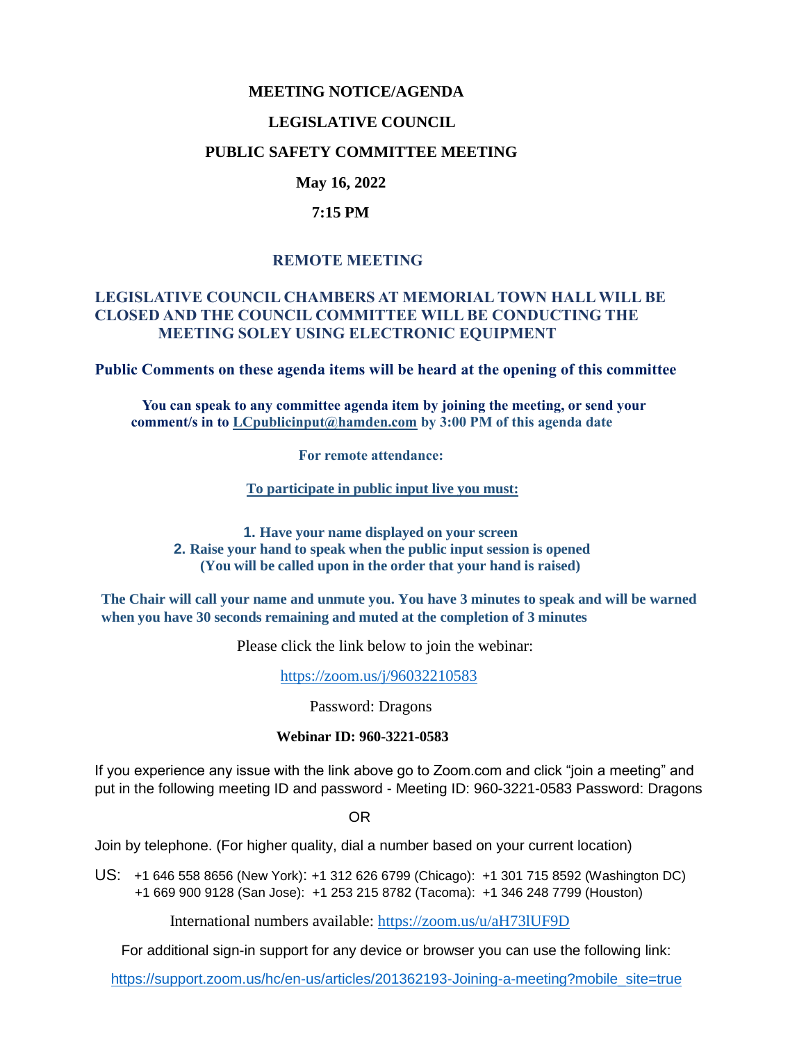# MEETING NOTICE/AGENDA

## LEGISLATIVE COUNCIL

## PUBLIC SAFETY COMMITTEE MEETING

**May 16, 2022**

**7:15 PM**

**REMOTE MEETING**

**LEGISLATIVE COUNCIL CHAMBERS AT MEMORIAL TOWN HALL WILL BE CLOSED AND THE COUNCIL COMMITTEE WILL BE CONDUCTING THE MEETING SOLEY USING ELECTRONIC EQUIPMENT**

**Public Comments on these agenda items will be heard at the opening of this committee**

**You can speak to any committee agenda item by joining the meeting, or send your comment/s in to LCpublicinput@hamden.com by 3:00 PM of this agenda date**

**For remote attendance:**

**To participate in public input live you must:**

1. **Have your name displayed on your screen**
2. **Raise your hand to speak when the public input session is opened (You will be called upon in the order that your hand is raised)**

**The Chair will call your name and unmute you. You have 3 minutes to speak and will be warned when you have 30 seconds remaining and muted at the completion of 3 minutes**

Please click the link below to join the webinar:

https://zoom.us/j/96032210583

Password: Dragons

**Webinar ID: 960-3221-0583**

If you experience any issue with the link above go to Zoom.com and click "join a meeting" and put in the following meeting ID and password - Meeting ID: 960-3221-0583 Password: Dragons

OR

Join by telephone. (For higher quality, dial a number based on your current location)

US: +1 646 558 8656 (New York): +1 312 626 6799 (Chicago): +1 301 715 8592 (Washington DC)
+1 669 900 9128 (San Jose): +1 253 215 8782 (Tacoma): +1 346 248 7799 (Houston)

International numbers available: https://zoom.us/u/aH73lUF9D

For additional sign-in support for any device or browser you can use the following link:

https://support.zoom.us/hc/en-us/articles/201362193-Joining-a-meeting?mobile_site=true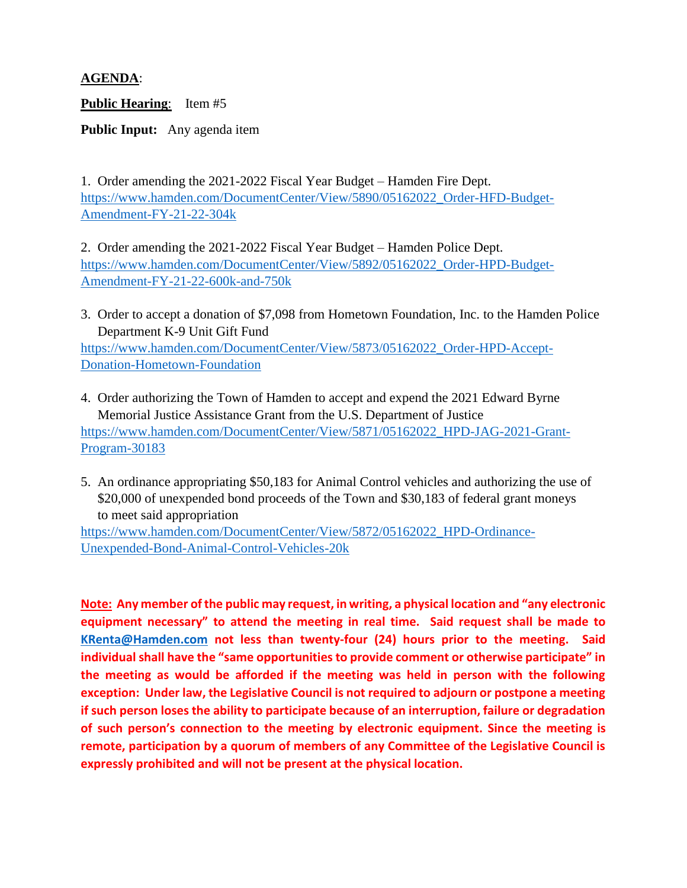**AGENDA**:

**Public Hearing**: Item #5

**Public Input:** Any agenda item

1. Order amending the 2021-2022 Fiscal Year Budget – Hamden Fire Dept.
https://www.hamden.com/DocumentCenter/View/5890/05162022_Order-HFD-Budget-Amendment-FY-21-22-304k

2. Order amending the 2021-2022 Fiscal Year Budget – Hamden Police Dept.
https://www.hamden.com/DocumentCenter/View/5892/05162022_Order-HPD-Budget-Amendment-FY-21-22-600k-and-750k

3. Order to accept a donation of $7,098 from Hometown Foundation, Inc. to the Hamden Police Department K-9 Unit Gift Fund
https://www.hamden.com/DocumentCenter/View/5873/05162022_Order-HPD-Accept-Donation-Hometown-Foundation

4. Order authorizing the Town of Hamden to accept and expend the 2021 Edward Byrne Memorial Justice Assistance Grant from the U.S. Department of Justice
https://www.hamden.com/DocumentCenter/View/5871/05162022_HPD-JAG-2021-Grant-Program-30183

5. An ordinance appropriating $50,183 for Animal Control vehicles and authorizing the use of $20,000 of unexpended bond proceeds of the Town and $30,183 of federal grant moneys to meet said appropriation
https://www.hamden.com/DocumentCenter/View/5872/05162022_HPD-Ordinance-Unexpended-Bond-Animal-Control-Vehicles-20k

**Note: Any member of the public may request, in writing, a physical location and "any electronic equipment necessary" to attend the meeting in real time. Said request shall be made to KRenta@Hamden.com not less than twenty-four (24) hours prior to the meeting. Said individual shall have the "same opportunities to provide comment or otherwise participate" in the meeting as would be afforded if the meeting was held in person with the following exception: Under law, the Legislative Council is not required to adjourn or postpone a meeting if such person loses the ability to participate because of an interruption, failure or degradation of such person's connection to the meeting by electronic equipment. Since the meeting is remote, participation by a quorum of members of any Committee of the Legislative Council is expressly prohibited and will not be present at the physical location.**